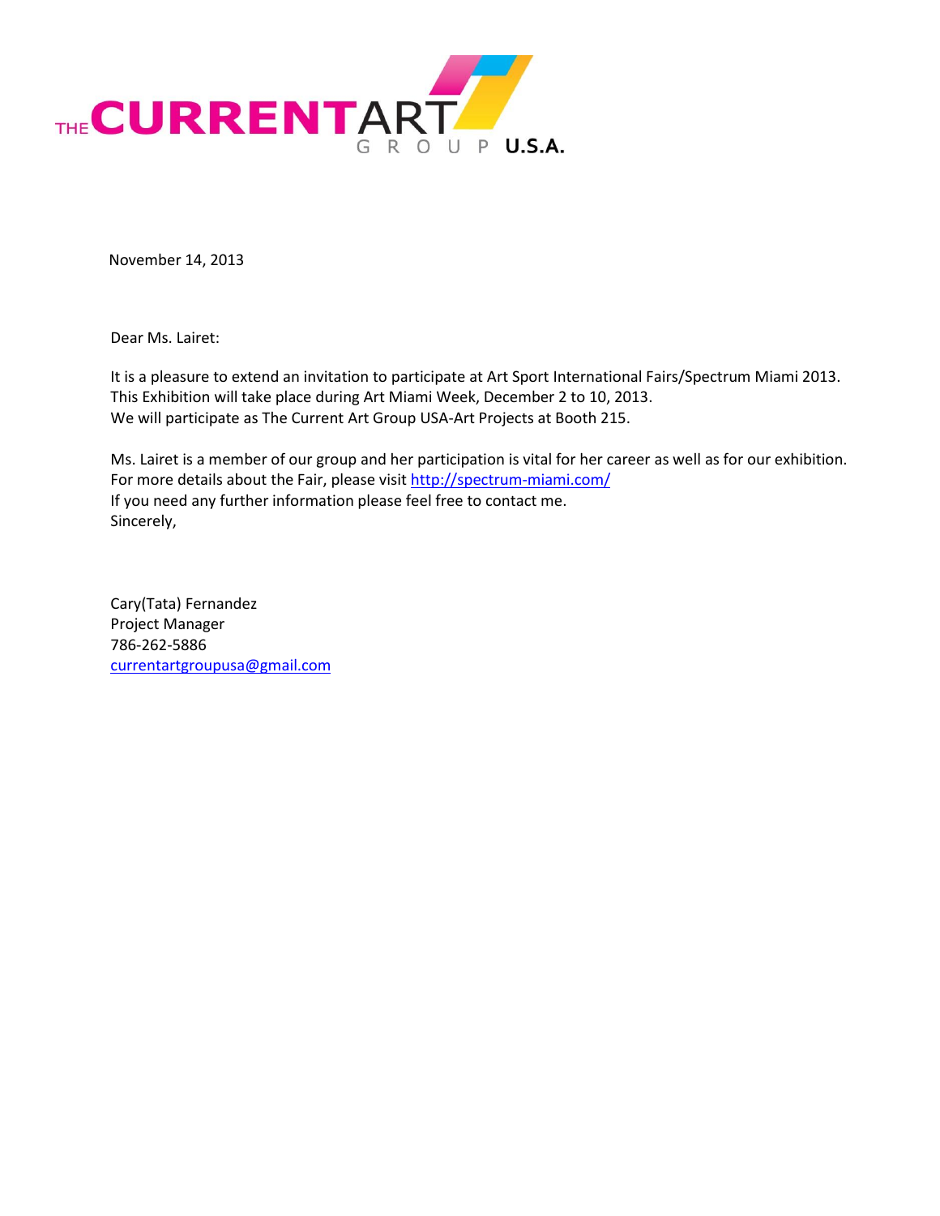THE CURRENT ART GROUP U.S.A.

November 14, 2013

Dear Ms. Lairet:

It is a pleasure to extend an invitation to participate at Art Sport International Fairs/Spectrum Miami 2013.
This Exhibition will take place during Art Miami Week, December 2 to 10, 2013.
We will participate as The Current Art Group USA-Art Projects at Booth 215.

Ms. Lairet is a member of our group and her participation is vital for her career as well as for our exhibition.
For more details about the Fair, please visit http://spectrum-miami.com/
If you need any further information please feel free to contact me.
Sincerely,

Cary(Tata) Fernandez
Project Manager
786-262-5886
currentartgroupusa@gmail.com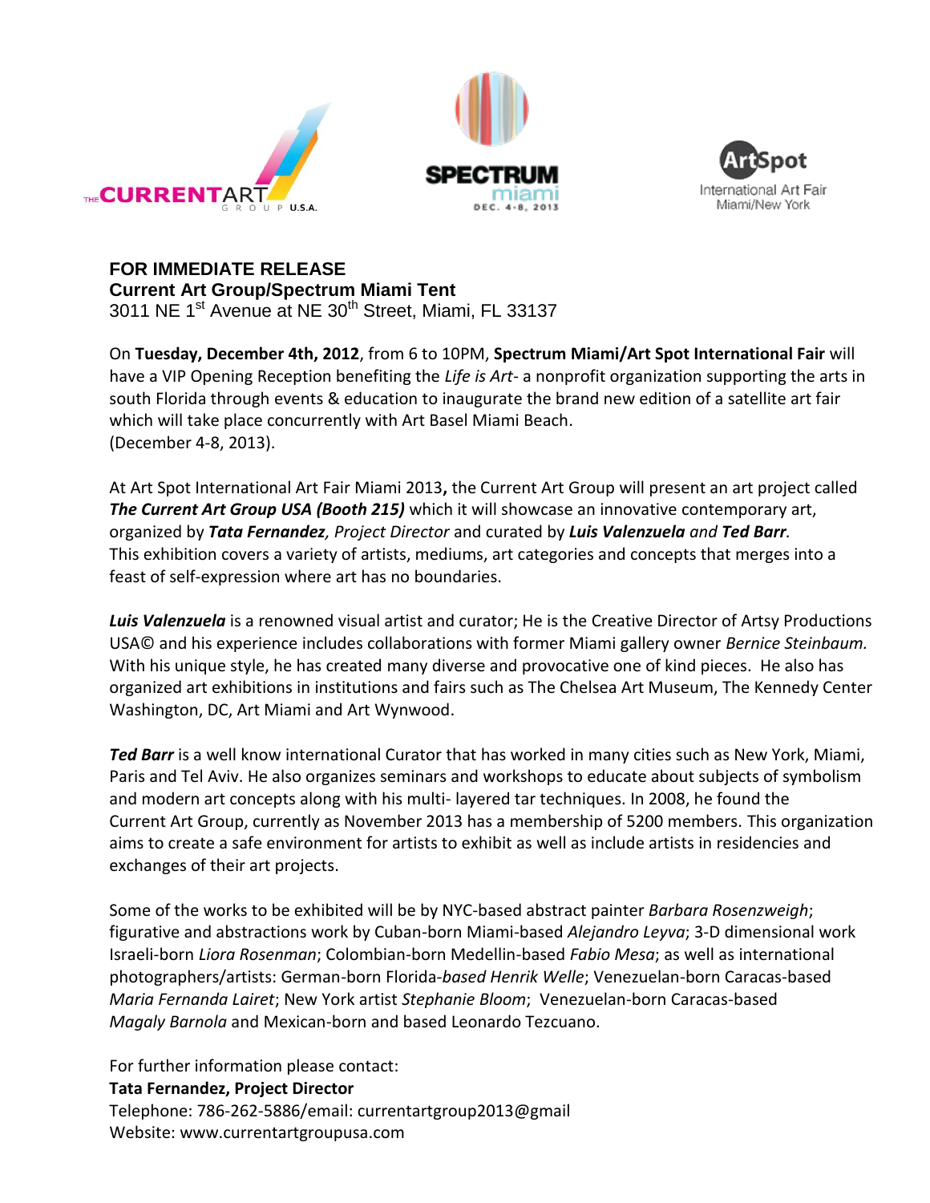**FOR IMMEDIATE RELEASE**
**Current Art Group/Spectrum Miami Tent**
3011 NE 1st Avenue at NE 30th Street, Miami, FL 33137

On **Tuesday, December 4th, 2012**, from 6 to 10PM, **Spectrum Miami/Art Spot International Fair** will have a VIP Opening Reception benefiting the *Life is Art*- a nonprofit organization supporting the arts in south Florida through events & education to inaugurate the brand new edition of a satellite art fair which will take place concurrently with Art Basel Miami Beach.
(December 4-8, 2013).

At Art Spot International Art Fair Miami 2013**,** the Current Art Group will present an art project called ***The Current Art Group USA (Booth 215)*** which it will showcase an innovative contemporary art, organized by ***Tata Fernandez****, Project Director* and curated by ***Luis Valenzuela*** *and* ***Ted Barr****.* This exhibition covers a variety of artists, mediums, art categories and concepts that merges into a feast of self-expression where art has no boundaries.

***Luis Valenzuela*** is a renowned visual artist and curator; He is the Creative Director of Artsy Productions USA© and his experience includes collaborations with former Miami gallery owner *Bernice Steinbaum.* With his unique style, he has created many diverse and provocative one of kind pieces. He also has organized art exhibitions in institutions and fairs such as The Chelsea Art Museum, The Kennedy Center Washington, DC, Art Miami and Art Wynwood.

***Ted Barr*** is a well know international Curator that has worked in many cities such as New York, Miami, Paris and Tel Aviv. He also organizes seminars and workshops to educate about subjects of symbolism and modern art concepts along with his multi- layered tar techniques. In 2008, he found the Current Art Group, currently as November 2013 has a membership of 5200 members. This organization aims to create a safe environment for artists to exhibit as well as include artists in residencies and exchanges of their art projects.

Some of the works to be exhibited will be by NYC-based abstract painter *Barbara Rosenzweigh*; figurative and abstractions work by Cuban-born Miami-based *Alejandro Leyva*; 3-D dimensional work Israeli-born *Liora Rosenman*; Colombian-born Medellin-based *Fabio Mesa*; as well as international photographers/artists: German-born Florida-*based Henrik Welle*; Venezuelan-born Caracas-based *Maria Fernanda Lairet*; New York artist *Stephanie Bloom*; Venezuelan-born Caracas-based *Magaly Barnola* and Mexican-born and based Leonardo Tezcuano.

For further information please contact:
**Tata Fernandez, Project Director**
Telephone: 786-262-5886/email: currentartgroup2013@gmail
Website: www.currentartgroupusa.com